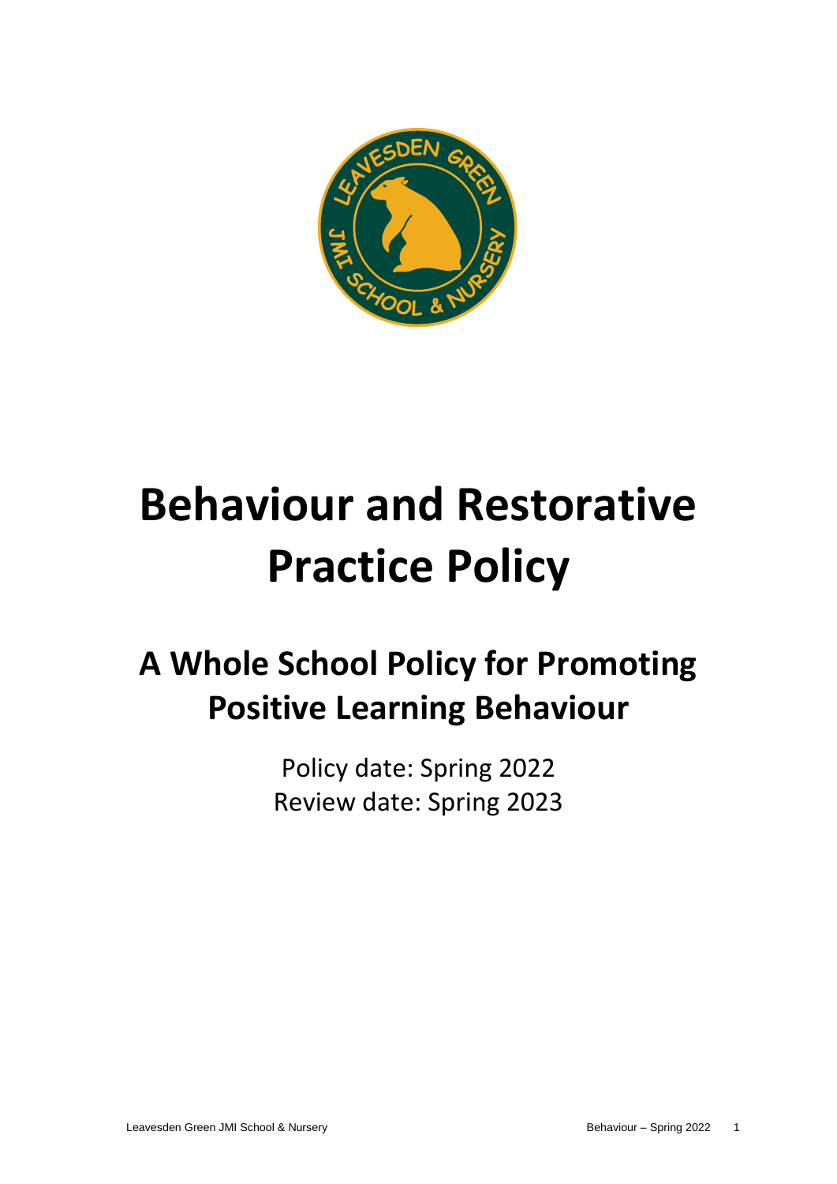# Behaviour and Restorative Practice Policy

## A Whole School Policy for Promoting Positive Learning Behaviour

Policy date: Spring 2022
Review date: Spring 2023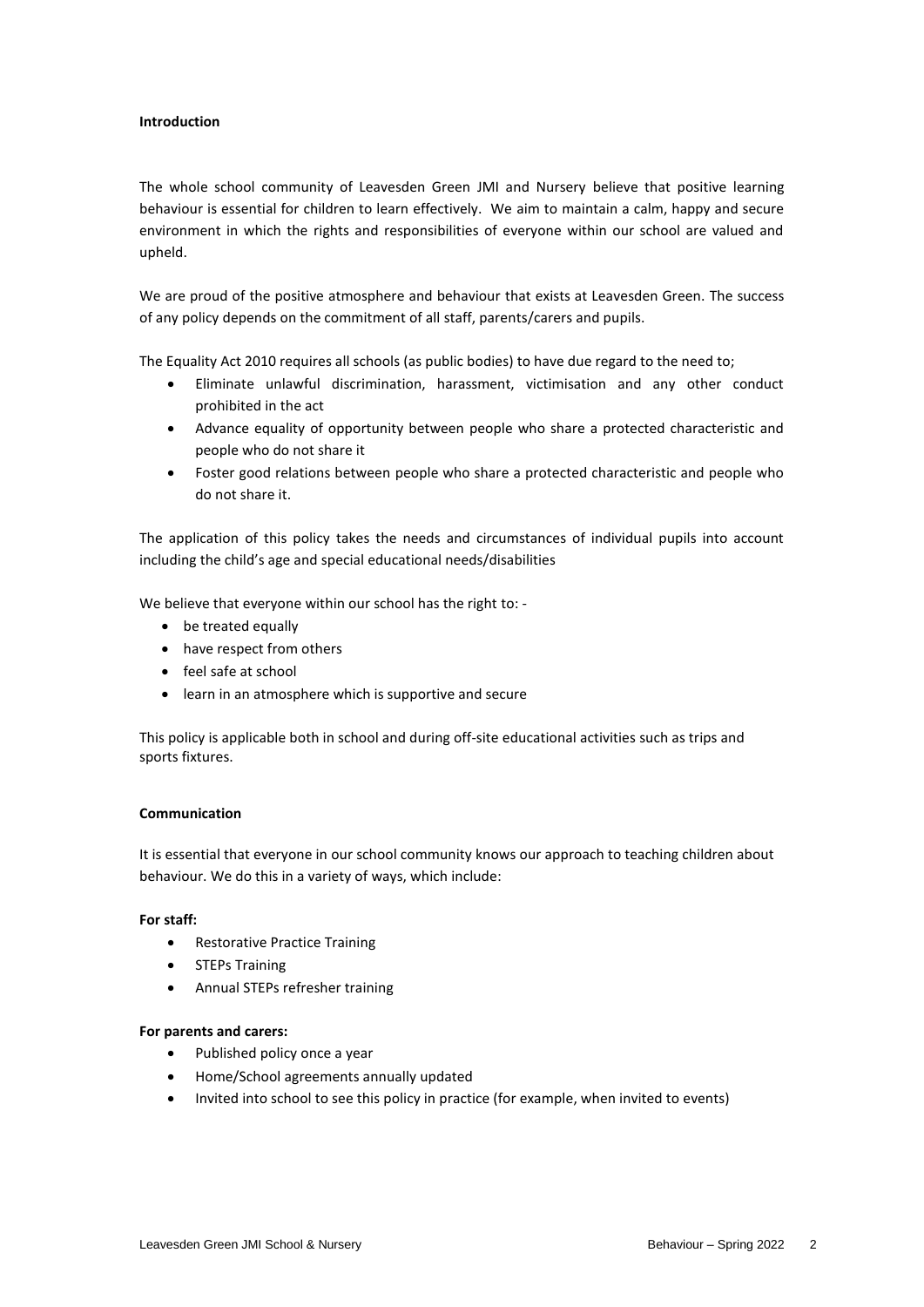**Introduction**

The whole school community of Leavesden Green JMI and Nursery believe that positive learning behaviour is essential for children to learn effectively. We aim to maintain a calm, happy and secure environment in which the rights and responsibilities of everyone within our school are valued and upheld.

We are proud of the positive atmosphere and behaviour that exists at Leavesden Green. The success of any policy depends on the commitment of all staff, parents/carers and pupils.

The Equality Act 2010 requires all schools (as public bodies) to have due regard to the need to;

- Eliminate unlawful discrimination, harassment, victimisation and any other conduct prohibited in the act
- Advance equality of opportunity between people who share a protected characteristic and people who do not share it
- Foster good relations between people who share a protected characteristic and people who do not share it.

The application of this policy takes the needs and circumstances of individual pupils into account including the child's age and special educational needs/disabilities

We believe that everyone within our school has the right to: -

- be treated equally
- have respect from others
- feel safe at school
- learn in an atmosphere which is supportive and secure

This policy is applicable both in school and during off-site educational activities such as trips and sports fixtures.

**Communication**

It is essential that everyone in our school community knows our approach to teaching children about behaviour. We do this in a variety of ways, which include:

**For staff:**

- Restorative Practice Training
- STEPs Training
- Annual STEPs refresher training

**For parents and carers:**

- Published policy once a year
- Home/School agreements annually updated
- Invited into school to see this policy in practice (for example, when invited to events)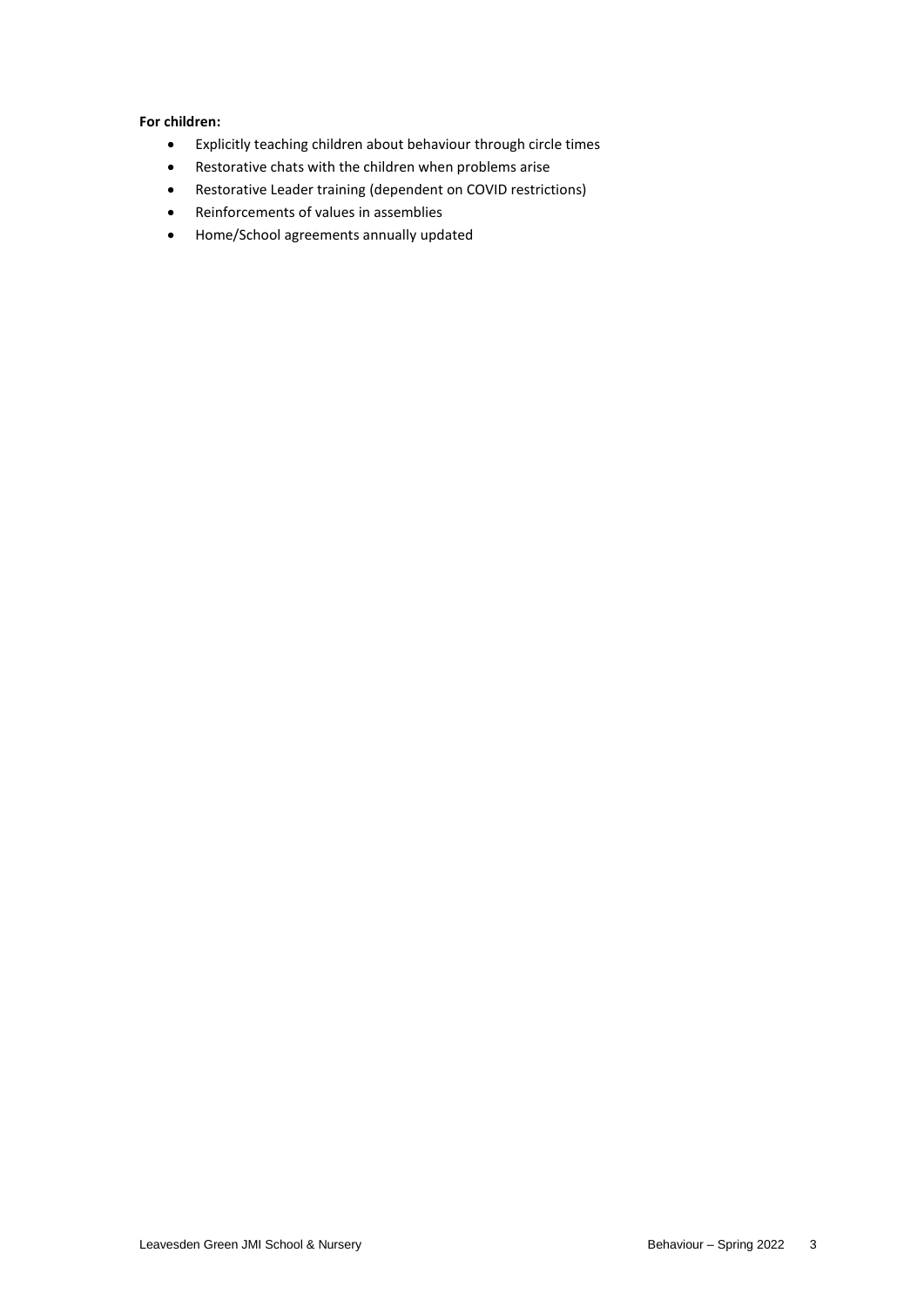**For children:**

- Explicitly teaching children about behaviour through circle times
- Restorative chats with the children when problems arise
- Restorative Leader training (dependent on COVID restrictions)
- Reinforcements of values in assemblies
- Home/School agreements annually updated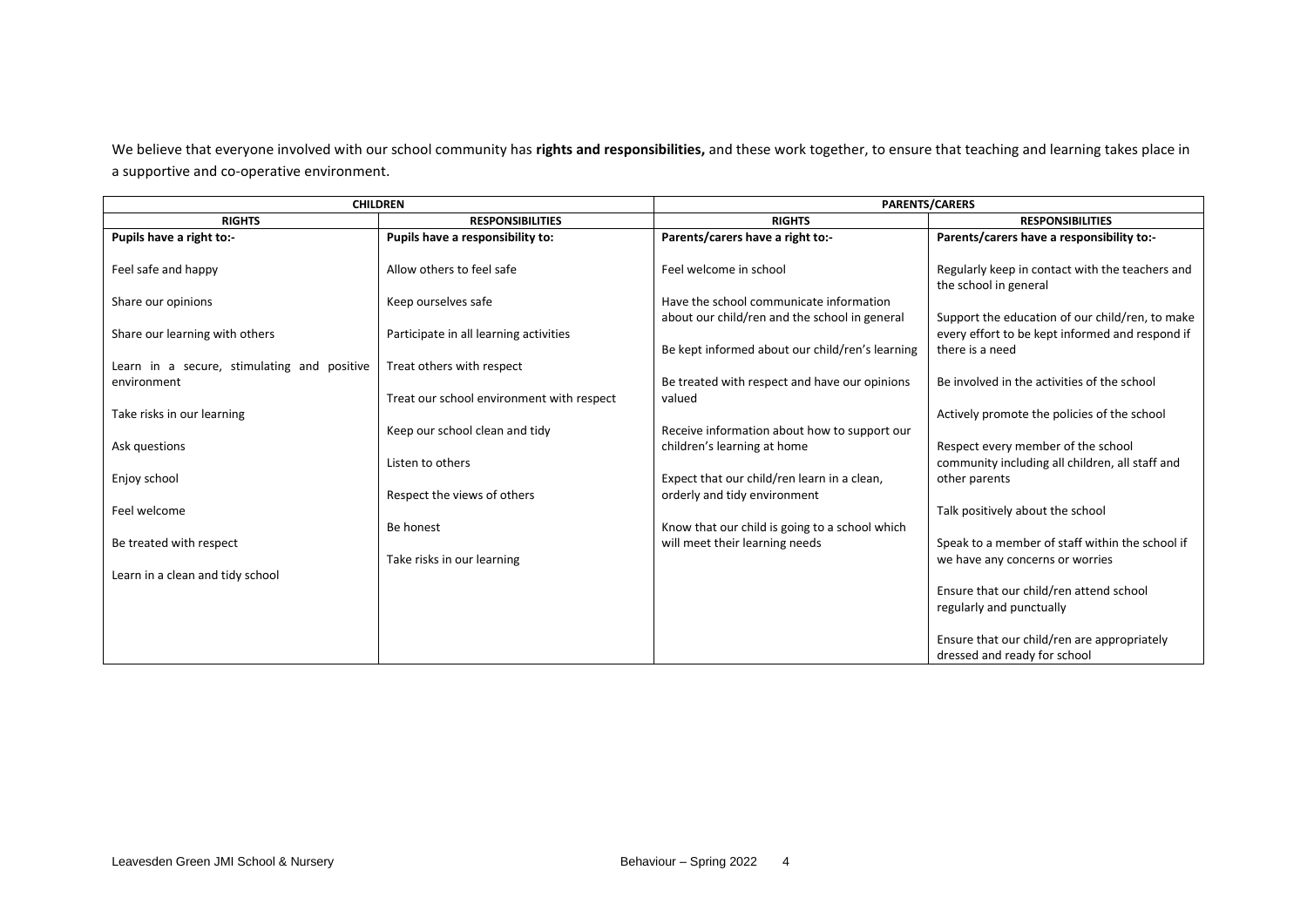We believe that everyone involved with our school community has **rights and responsibilities,** and these work together, to ensure that teaching and learning takes place in a supportive and co-operative environment.

| CHILDREN | | PARENTS/CARERS | |
|---|---|---|---|
| **RIGHTS** | **RESPONSIBILITIES** | **RIGHTS** | **RESPONSIBILITIES** |
| **Pupils have a right to:-** | **Pupils have a responsibility to:** | **Parents/carers have a right to:-** | **Parents/carers have a responsibility to:-** |
| Feel safe and happy | Allow others to feel safe | Feel welcome in school | Regularly keep in contact with the teachers and the school in general |
| Share our opinions | Keep ourselves safe | Have the school communicate information about our child/ren and the school in general | Support the education of our child/ren, to make every effort to be kept informed and respond if there is a need |
| Share our learning with others | Participate in all learning activities | Be kept informed about our child/ren's learning | Be involved in the activities of the school |
| Learn in a secure, stimulating and positive environment | Treat others with respect | Be treated with respect and have our opinions valued | Actively promote the policies of the school |
| Take risks in our learning | Treat our school environment with respect | Receive information about how to support our children's learning at home | Respect every member of the school community including all children, all staff and other parents |
| Ask questions | Keep our school clean and tidy | Expect that our child/ren learn in a clean, orderly and tidy environment | Talk positively about the school |
| Enjoy school | Listen to others | Know that our child is going to a school which will meet their learning needs | Speak to a member of staff within the school if we have any concerns or worries |
| Feel welcome | Respect the views of others | | Ensure that our child/ren attend school regularly and punctually |
| Be treated with respect | Be honest | | Ensure that our child/ren are appropriately dressed and ready for school |
| Learn in a clean and tidy school | Take risks in our learning | | |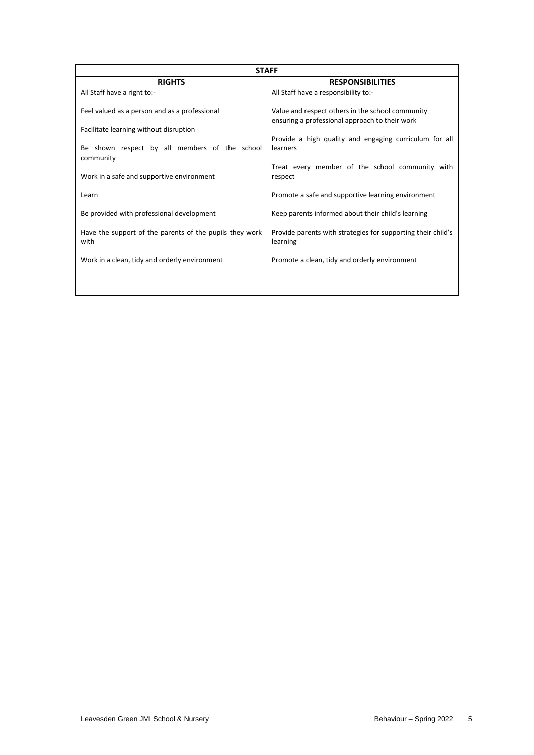| STAFF | |
|---|---|
| **RIGHTS** | **RESPONSIBILITIES** |
| All Staff have a right to:- | All Staff have a responsibility to:- |
| Feel valued as a person and as a professional | Value and respect others in the school community ensuring a professional approach to their work |
| Facilitate learning without disruption | Provide a high quality and engaging curriculum for all learners |
| Be shown respect by all members of the school community | Treat every member of the school community with respect |
| Work in a safe and supportive environment | Promote a safe and supportive learning environment |
| Learn | Keep parents informed about their child's learning |
| Be provided with professional development | Provide parents with strategies for supporting their child's learning |
| Have the support of the parents of the pupils they work with | Promote a clean, tidy and orderly environment |
| Work in a clean, tidy and orderly environment | |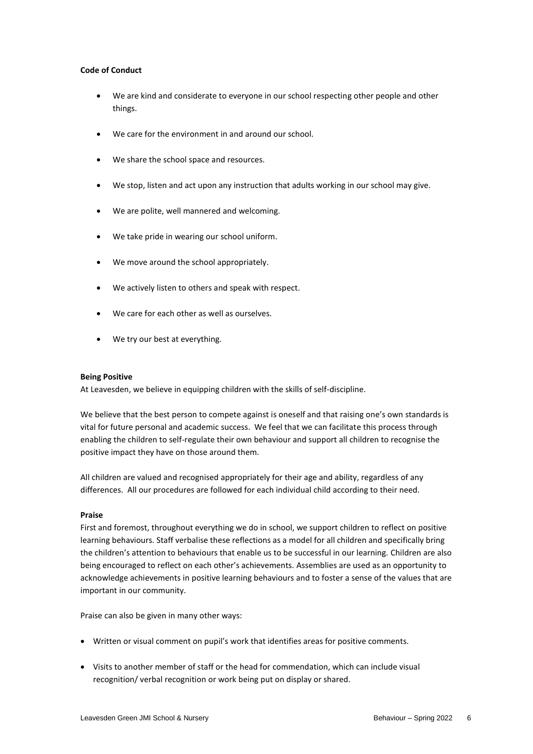**Code of Conduct**

- We are kind and considerate to everyone in our school respecting other people and other things.
- We care for the environment in and around our school.
- We share the school space and resources.
- We stop, listen and act upon any instruction that adults working in our school may give.
- We are polite, well mannered and welcoming.
- We take pride in wearing our school uniform.
- We move around the school appropriately.
- We actively listen to others and speak with respect.
- We care for each other as well as ourselves.
- We try our best at everything.

**Being Positive**

At Leavesden, we believe in equipping children with the skills of self-discipline.

We believe that the best person to compete against is oneself and that raising one's own standards is vital for future personal and academic success. We feel that we can facilitate this process through enabling the children to self-regulate their own behaviour and support all children to recognise the positive impact they have on those around them.

All children are valued and recognised appropriately for their age and ability, regardless of any differences. All our procedures are followed for each individual child according to their need.

**Praise**

First and foremost, throughout everything we do in school, we support children to reflect on positive learning behaviours. Staff verbalise these reflections as a model for all children and specifically bring the children's attention to behaviours that enable us to be successful in our learning. Children are also being encouraged to reflect on each other's achievements. Assemblies are used as an opportunity to acknowledge achievements in positive learning behaviours and to foster a sense of the values that are important in our community.

Praise can also be given in many other ways:

- Written or visual comment on pupil's work that identifies areas for positive comments.
- Visits to another member of staff or the head for commendation, which can include visual recognition/ verbal recognition or work being put on display or shared.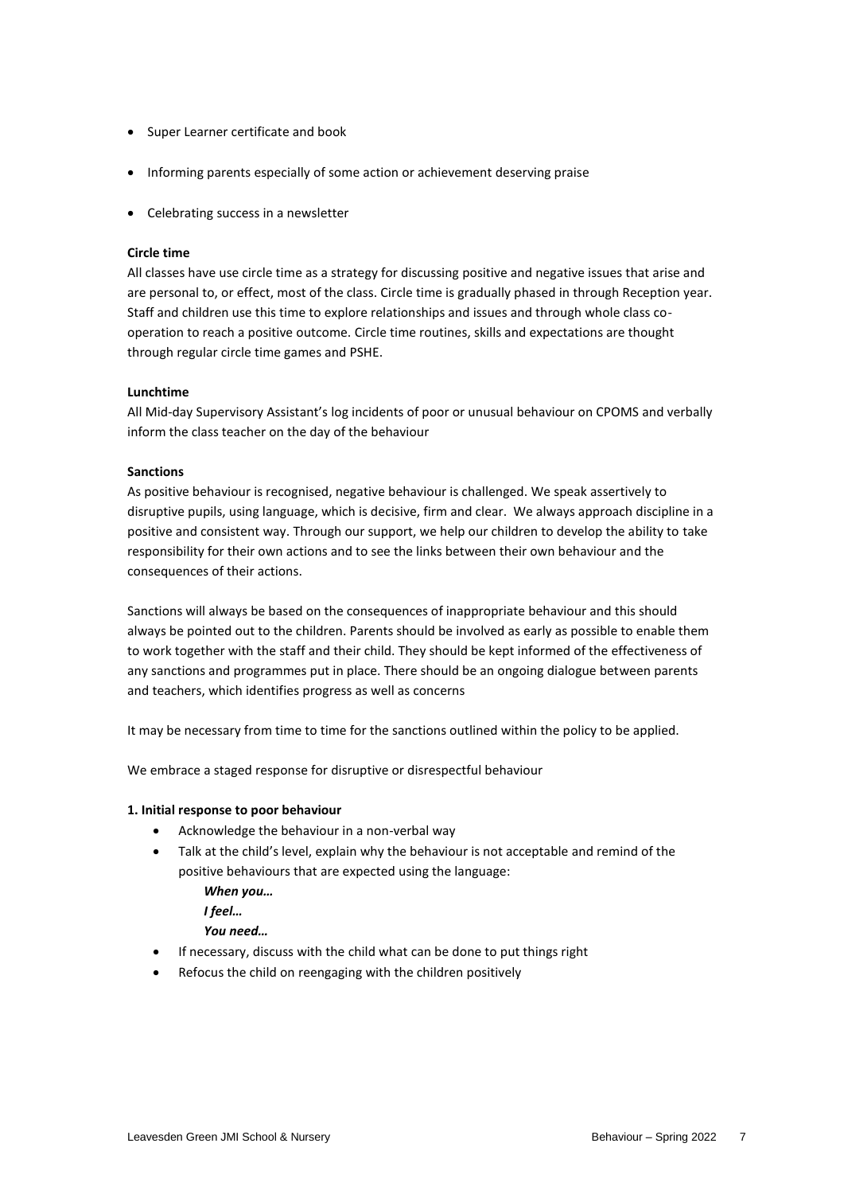- Super Learner certificate and book
- Informing parents especially of some action or achievement deserving praise
- Celebrating success in a newsletter

**Circle time**

All classes have use circle time as a strategy for discussing positive and negative issues that arise and are personal to, or effect, most of the class. Circle time is gradually phased in through Reception year. Staff and children use this time to explore relationships and issues and through whole class co-operation to reach a positive outcome. Circle time routines, skills and expectations are thought through regular circle time games and PSHE.

**Lunchtime**

All Mid-day Supervisory Assistant's log incidents of poor or unusual behaviour on CPOMS and verbally inform the class teacher on the day of the behaviour

**Sanctions**

As positive behaviour is recognised, negative behaviour is challenged. We speak assertively to disruptive pupils, using language, which is decisive, firm and clear. We always approach discipline in a positive and consistent way. Through our support, we help our children to develop the ability to take responsibility for their own actions and to see the links between their own behaviour and the consequences of their actions.

Sanctions will always be based on the consequences of inappropriate behaviour and this should always be pointed out to the children. Parents should be involved as early as possible to enable them to work together with the staff and their child. They should be kept informed of the effectiveness of any sanctions and programmes put in place. There should be an ongoing dialogue between parents and teachers, which identifies progress as well as concerns

It may be necessary from time to time for the sanctions outlined within the policy to be applied.

We embrace a staged response for disruptive or disrespectful behaviour

**1. Initial response to poor behaviour**

- Acknowledge the behaviour in a non-verbal way
- Talk at the child's level, explain why the behaviour is not acceptable and remind of the positive behaviours that are expected using the language:

  ***When you…***
  ***I feel…***
  ***You need…***

- If necessary, discuss with the child what can be done to put things right
- Refocus the child on reengaging with the children positively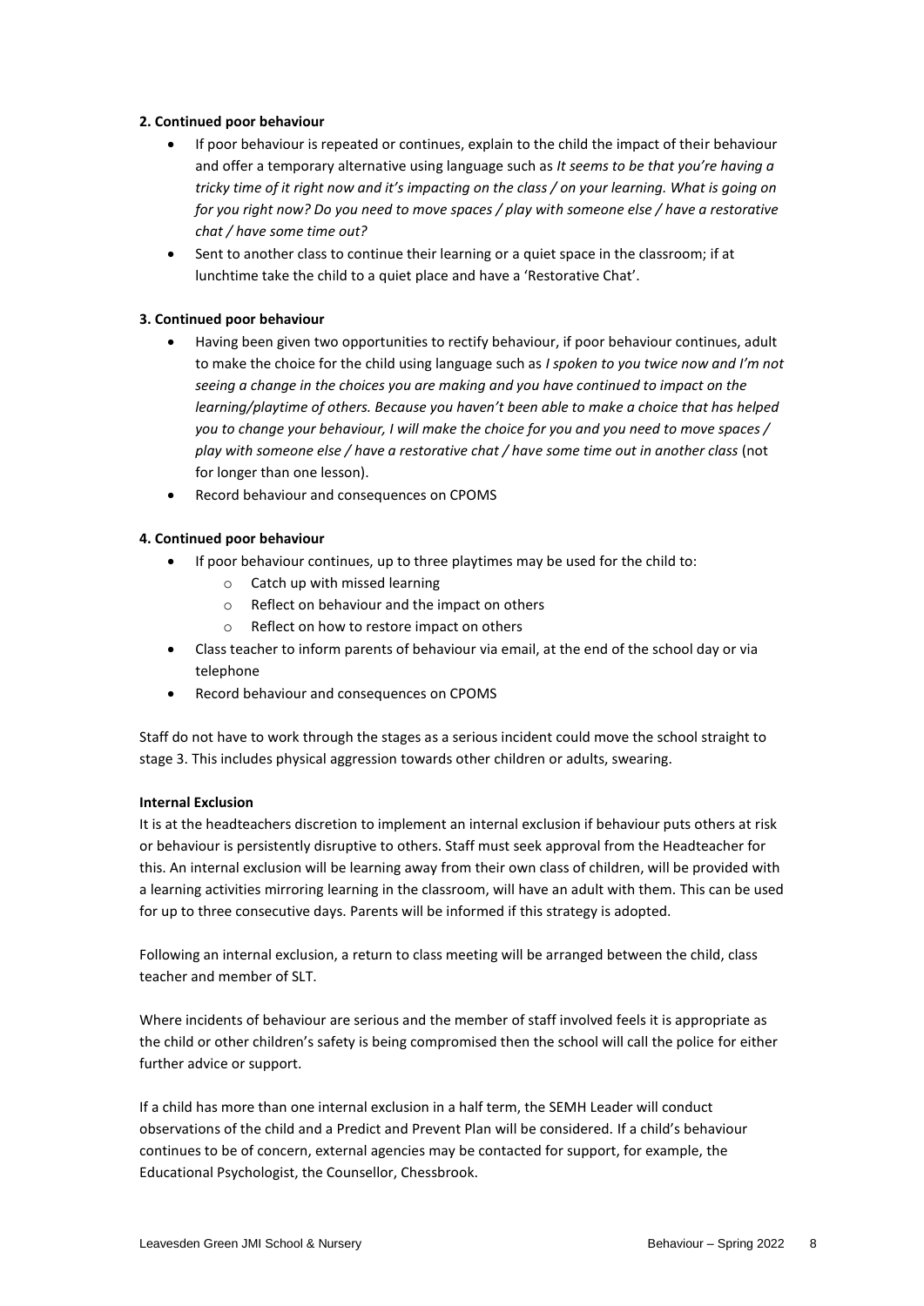**2. Continued poor behaviour**

- If poor behaviour is repeated or continues, explain to the child the impact of their behaviour and offer a temporary alternative using language such as *It seems to be that you're having a tricky time of it right now and it's impacting on the class / on your learning. What is going on for you right now? Do you need to move spaces / play with someone else / have a restorative chat / have some time out?*
- Sent to another class to continue their learning or a quiet space in the classroom; if at lunchtime take the child to a quiet place and have a 'Restorative Chat'.

**3. Continued poor behaviour**

- Having been given two opportunities to rectify behaviour, if poor behaviour continues, adult to make the choice for the child using language such as *I spoken to you twice now and I'm not seeing a change in the choices you are making and you have continued to impact on the learning/playtime of others. Because you haven't been able to make a choice that has helped you to change your behaviour, I will make the choice for you and you need to move spaces / play with someone else / have a restorative chat / have some time out in another class* (not for longer than one lesson).
- Record behaviour and consequences on CPOMS

**4. Continued poor behaviour**

- If poor behaviour continues, up to three playtimes may be used for the child to:
  - Catch up with missed learning
  - Reflect on behaviour and the impact on others
  - Reflect on how to restore impact on others
- Class teacher to inform parents of behaviour via email, at the end of the school day or via telephone
- Record behaviour and consequences on CPOMS

Staff do not have to work through the stages as a serious incident could move the school straight to stage 3. This includes physical aggression towards other children or adults, swearing.

**Internal Exclusion**

It is at the headteachers discretion to implement an internal exclusion if behaviour puts others at risk or behaviour is persistently disruptive to others. Staff must seek approval from the Headteacher for this. An internal exclusion will be learning away from their own class of children, will be provided with a learning activities mirroring learning in the classroom, will have an adult with them. This can be used for up to three consecutive days. Parents will be informed if this strategy is adopted.

Following an internal exclusion, a return to class meeting will be arranged between the child, class teacher and member of SLT.

Where incidents of behaviour are serious and the member of staff involved feels it is appropriate as the child or other children's safety is being compromised then the school will call the police for either further advice or support.

If a child has more than one internal exclusion in a half term, the SEMH Leader will conduct observations of the child and a Predict and Prevent Plan will be considered. If a child's behaviour continues to be of concern, external agencies may be contacted for support, for example, the Educational Psychologist, the Counsellor, Chessbrook.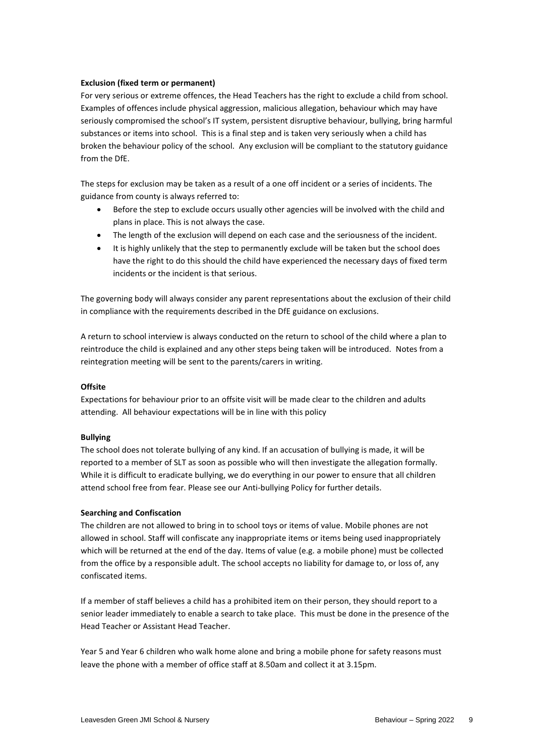**Exclusion (fixed term or permanent)**

For very serious or extreme offences, the Head Teachers has the right to exclude a child from school. Examples of offences include physical aggression, malicious allegation, behaviour which may have seriously compromised the school's IT system, persistent disruptive behaviour, bullying, bring harmful substances or items into school. This is a final step and is taken very seriously when a child has broken the behaviour policy of the school. Any exclusion will be compliant to the statutory guidance from the DfE.

The steps for exclusion may be taken as a result of a one off incident or a series of incidents. The guidance from county is always referred to:

- Before the step to exclude occurs usually other agencies will be involved with the child and plans in place. This is not always the case.
- The length of the exclusion will depend on each case and the seriousness of the incident.
- It is highly unlikely that the step to permanently exclude will be taken but the school does have the right to do this should the child have experienced the necessary days of fixed term incidents or the incident is that serious.

The governing body will always consider any parent representations about the exclusion of their child in compliance with the requirements described in the DfE guidance on exclusions.

A return to school interview is always conducted on the return to school of the child where a plan to reintroduce the child is explained and any other steps being taken will be introduced. Notes from a reintegration meeting will be sent to the parents/carers in writing.

**Offsite**

Expectations for behaviour prior to an offsite visit will be made clear to the children and adults attending. All behaviour expectations will be in line with this policy

**Bullying**

The school does not tolerate bullying of any kind. If an accusation of bullying is made, it will be reported to a member of SLT as soon as possible who will then investigate the allegation formally. While it is difficult to eradicate bullying, we do everything in our power to ensure that all children attend school free from fear. Please see our Anti-bullying Policy for further details.

**Searching and Confiscation**

The children are not allowed to bring in to school toys or items of value. Mobile phones are not allowed in school. Staff will confiscate any inappropriate items or items being used inappropriately which will be returned at the end of the day. Items of value (e.g. a mobile phone) must be collected from the office by a responsible adult. The school accepts no liability for damage to, or loss of, any confiscated items.

If a member of staff believes a child has a prohibited item on their person, they should report to a senior leader immediately to enable a search to take place. This must be done in the presence of the Head Teacher or Assistant Head Teacher.

Year 5 and Year 6 children who walk home alone and bring a mobile phone for safety reasons must leave the phone with a member of office staff at 8.50am and collect it at 3.15pm.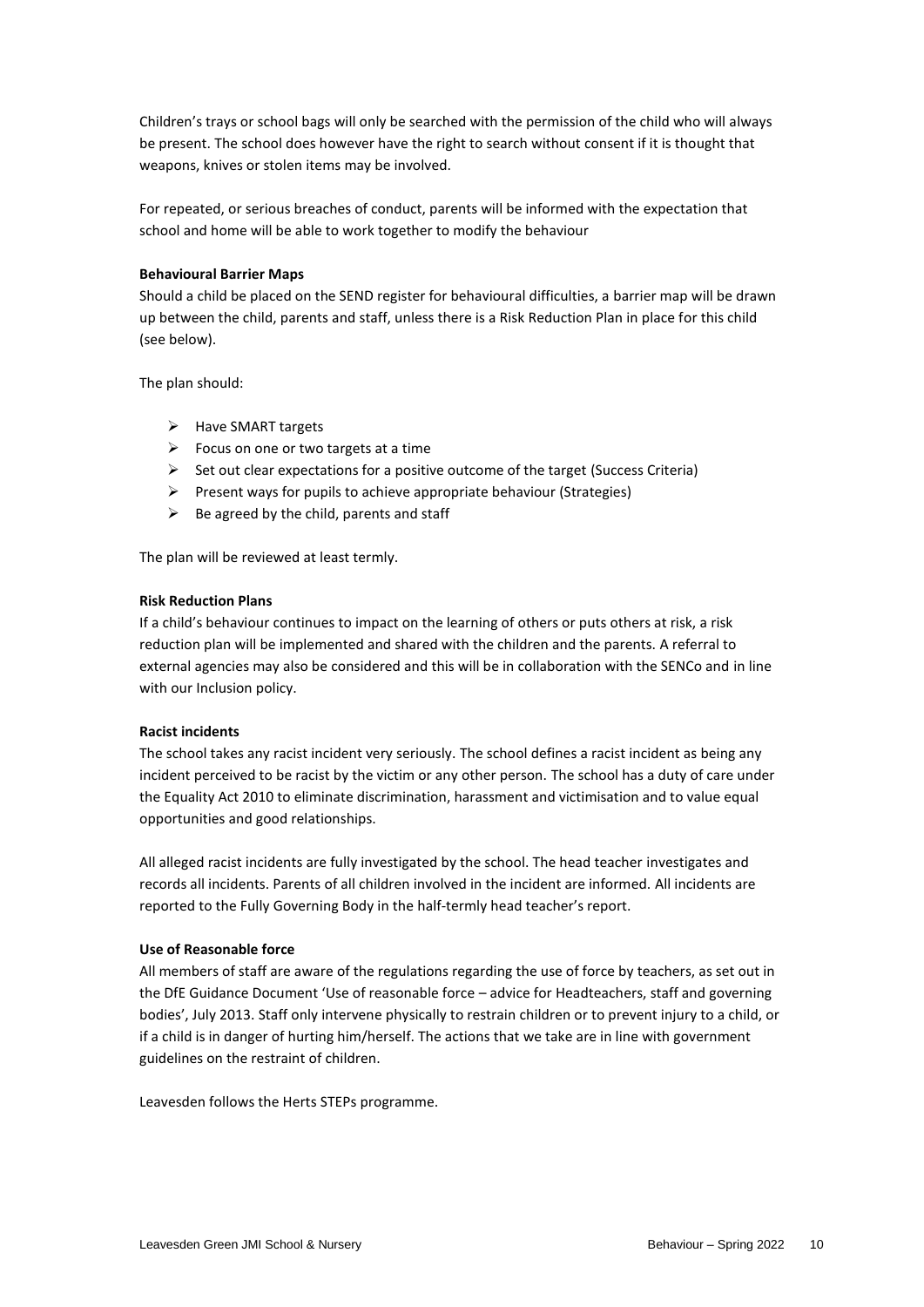Children's trays or school bags will only be searched with the permission of the child who will always be present. The school does however have the right to search without consent if it is thought that weapons, knives or stolen items may be involved.

For repeated, or serious breaches of conduct, parents will be informed with the expectation that school and home will be able to work together to modify the behaviour

**Behavioural Barrier Maps**

Should a child be placed on the SEND register for behavioural difficulties, a barrier map will be drawn up between the child, parents and staff, unless there is a Risk Reduction Plan in place for this child (see below).

The plan should:

- Have SMART targets
- Focus on one or two targets at a time
- Set out clear expectations for a positive outcome of the target (Success Criteria)
- Present ways for pupils to achieve appropriate behaviour (Strategies)
- Be agreed by the child, parents and staff

The plan will be reviewed at least termly.

**Risk Reduction Plans**

If a child's behaviour continues to impact on the learning of others or puts others at risk, a risk reduction plan will be implemented and shared with the children and the parents. A referral to external agencies may also be considered and this will be in collaboration with the SENCo and in line with our Inclusion policy.

**Racist incidents**

The school takes any racist incident very seriously. The school defines a racist incident as being any incident perceived to be racist by the victim or any other person. The school has a duty of care under the Equality Act 2010 to eliminate discrimination, harassment and victimisation and to value equal opportunities and good relationships.

All alleged racist incidents are fully investigated by the school. The head teacher investigates and records all incidents. Parents of all children involved in the incident are informed. All incidents are reported to the Fully Governing Body in the half-termly head teacher's report.

**Use of Reasonable force**

All members of staff are aware of the regulations regarding the use of force by teachers, as set out in the DfE Guidance Document 'Use of reasonable force – advice for Headteachers, staff and governing bodies', July 2013. Staff only intervene physically to restrain children or to prevent injury to a child, or if a child is in danger of hurting him/herself. The actions that we take are in line with government guidelines on the restraint of children.

Leavesden follows the Herts STEPs programme.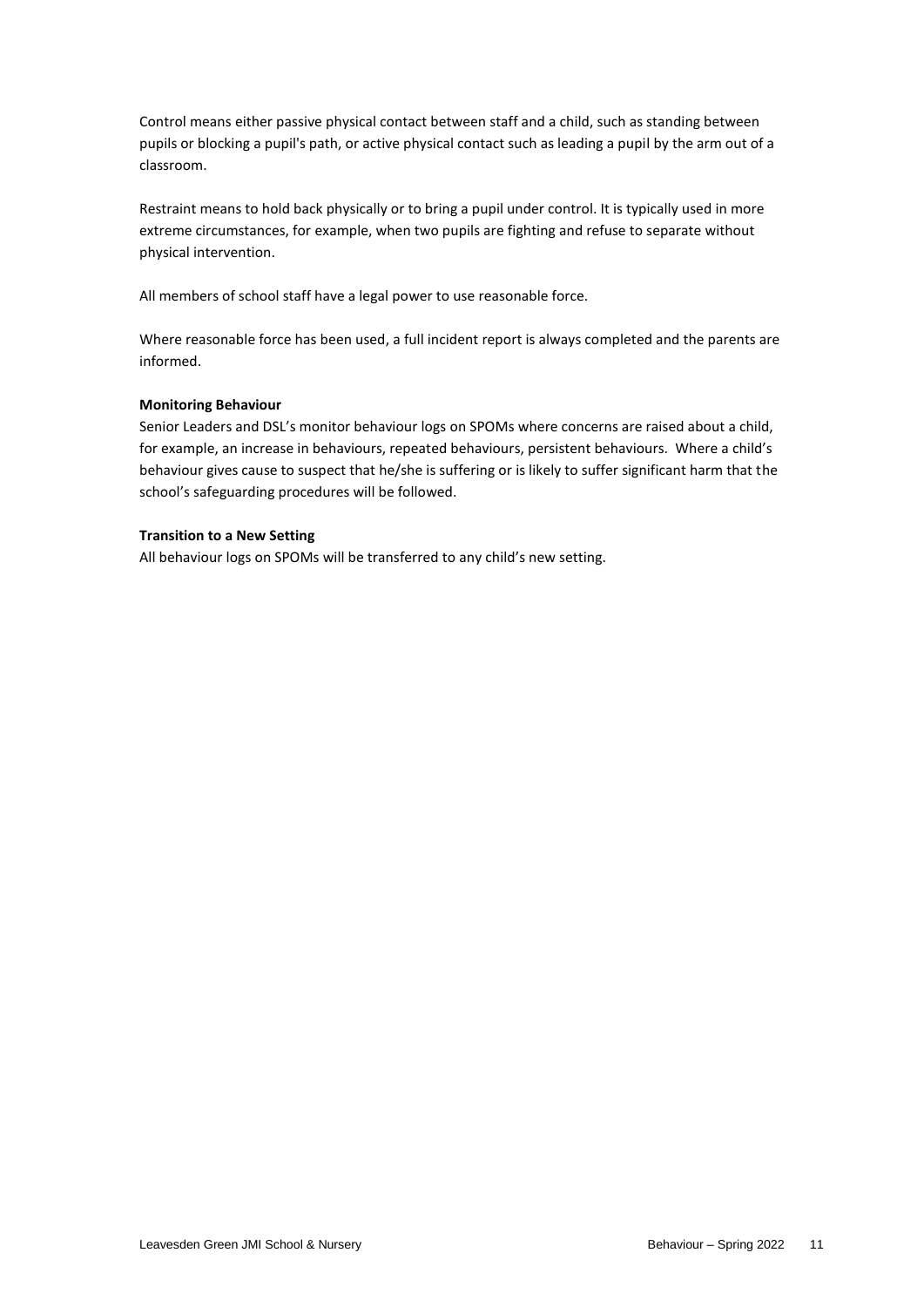Control means either passive physical contact between staff and a child, such as standing between pupils or blocking a pupil's path, or active physical contact such as leading a pupil by the arm out of a classroom.

Restraint means to hold back physically or to bring a pupil under control. It is typically used in more extreme circumstances, for example, when two pupils are fighting and refuse to separate without physical intervention.

All members of school staff have a legal power to use reasonable force.

Where reasonable force has been used, a full incident report is always completed and the parents are informed.

**Monitoring Behaviour**

Senior Leaders and DSL's monitor behaviour logs on SPOMs where concerns are raised about a child, for example, an increase in behaviours, repeated behaviours, persistent behaviours. Where a child's behaviour gives cause to suspect that he/she is suffering or is likely to suffer significant harm that the school's safeguarding procedures will be followed.

**Transition to a New Setting**

All behaviour logs on SPOMs will be transferred to any child's new setting.